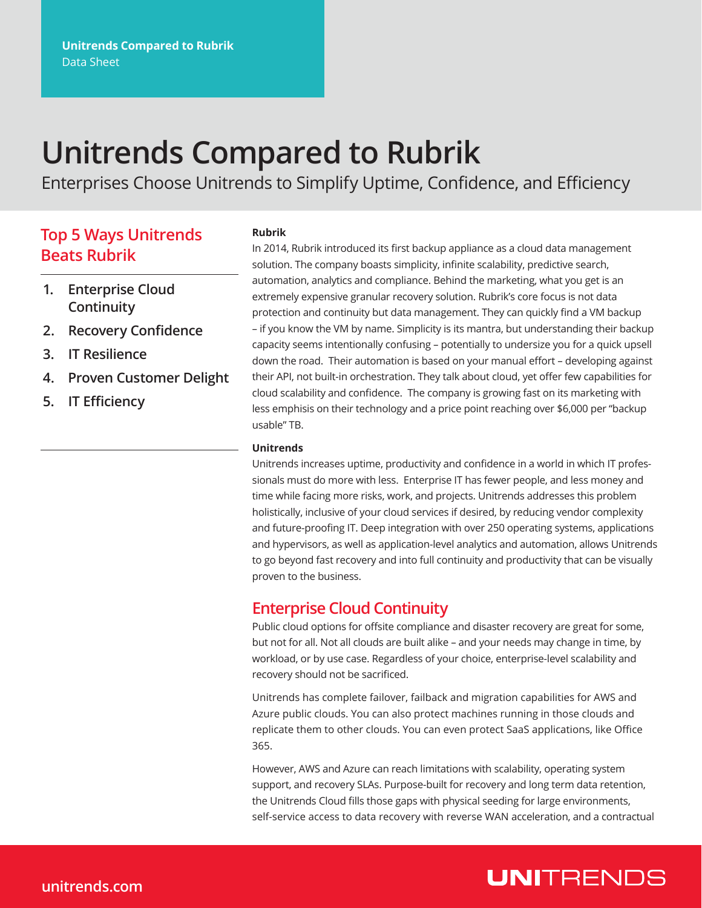Unitrends Compared to Rubrik
Data Sheet

# Unitrends Compared to Rubrik

Enterprises Choose Unitrends to Simplify Uptime, Confidence, and Efficiency

## Top 5 Ways Unitrends Beats Rubrik

1. Enterprise Cloud Continuity
2. Recovery Confidence
3. IT Resilience
4. Proven Customer Delight
5. IT Efficiency

**Rubrik**

In 2014, Rubrik introduced its first backup appliance as a cloud data management solution. The company boasts simplicity, infinite scalability, predictive search, automation, analytics and compliance. Behind the marketing, what you get is an extremely expensive granular recovery solution. Rubrik's core focus is not data protection and continuity but data management. They can quickly find a VM backup – if you know the VM by name. Simplicity is its mantra, but understanding their backup capacity seems intentionally confusing – potentially to undersize you for a quick upsell down the road. Their automation is based on your manual effort – developing against their API, not built-in orchestration. They talk about cloud, yet offer few capabilities for cloud scalability and confidence. The company is growing fast on its marketing with less emphisis on their technology and a price point reaching over $6,000 per "backup usable" TB.

**Unitrends**

Unitrends increases uptime, productivity and confidence in a world in which IT professionals must do more with less. Enterprise IT has fewer people, and less money and time while facing more risks, work, and projects. Unitrends addresses this problem holistically, inclusive of your cloud services if desired, by reducing vendor complexity and future-proofing IT. Deep integration with over 250 operating systems, applications and hypervisors, as well as application-level analytics and automation, allows Unitrends to go beyond fast recovery and into full continuity and productivity that can be visually proven to the business.

## Enterprise Cloud Continuity

Public cloud options for offsite compliance and disaster recovery are great for some, but not for all. Not all clouds are built alike – and your needs may change in time, by workload, or by use case. Regardless of your choice, enterprise-level scalability and recovery should not be sacrificed.

Unitrends has complete failover, failback and migration capabilities for AWS and Azure public clouds. You can also protect machines running in those clouds and replicate them to other clouds. You can even protect SaaS applications, like Office 365.

However, AWS and Azure can reach limitations with scalability, operating system support, and recovery SLAs. Purpose-built for recovery and long term data retention, the Unitrends Cloud fills those gaps with physical seeding for large environments, self-service access to data recovery with reverse WAN acceleration, and a contractual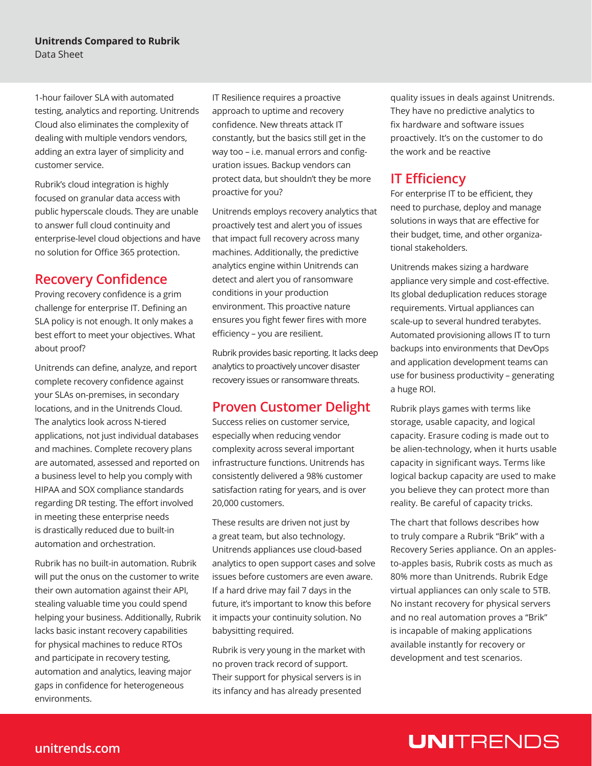1-hour failover SLA with automated testing, analytics and reporting. Unitrends Cloud also eliminates the complexity of dealing with multiple vendors vendors, adding an extra layer of simplicity and customer service.

Rubrik's cloud integration is highly focused on granular data access with public hyperscale clouds. They are unable to answer full cloud continuity and enterprise-level cloud objections and have no solution for Office 365 protection.

## Recovery Confidence

Proving recovery confidence is a grim challenge for enterprise IT. Defining an SLA policy is not enough. It only makes a best effort to meet your objectives. What about proof?

Unitrends can define, analyze, and report complete recovery confidence against your SLAs on-premises, in secondary locations, and in the Unitrends Cloud. The analytics look across N-tiered applications, not just individual databases and machines. Complete recovery plans are automated, assessed and reported on a business level to help you comply with HIPAA and SOX compliance standards regarding DR testing. The effort involved in meeting these enterprise needs is drastically reduced due to built-in automation and orchestration.

Rubrik has no built-in automation. Rubrik will put the onus on the customer to write their own automation against their API, stealing valuable time you could spend helping your business. Additionally, Rubrik lacks basic instant recovery capabilities for physical machines to reduce RTOs and participate in recovery testing, automation and analytics, leaving major gaps in confidence for heterogeneous environments.

IT Resilience requires a proactive approach to uptime and recovery confidence. New threats attack IT constantly, but the basics still get in the way too – i.e. manual errors and configuration issues. Backup vendors can protect data, but shouldn't they be more proactive for you?

Unitrends employs recovery analytics that proactively test and alert you of issues that impact full recovery across many machines. Additionally, the predictive analytics engine within Unitrends can detect and alert you of ransomware conditions in your production environment. This proactive nature ensures you fight fewer fires with more efficiency – you are resilient.

Rubrik provides basic reporting. It lacks deep analytics to proactively uncover disaster recovery issues or ransomware threats.

## Proven Customer Delight

Success relies on customer service, especially when reducing vendor complexity across several important infrastructure functions. Unitrends has consistently delivered a 98% customer satisfaction rating for years, and is over 20,000 customers.

These results are driven not just by a great team, but also technology. Unitrends appliances use cloud-based analytics to open support cases and solve issues before customers are even aware. If a hard drive may fail 7 days in the future, it's important to know this before it impacts your continuity solution. No babysitting required.

Rubrik is very young in the market with no proven track record of support. Their support for physical servers is in its infancy and has already presented quality issues in deals against Unitrends. They have no predictive analytics to fix hardware and software issues proactively. It's on the customer to do the work and be reactive

## IT Efficiency

For enterprise IT to be efficient, they need to purchase, deploy and manage solutions in ways that are effective for their budget, time, and other organizational stakeholders.

Unitrends makes sizing a hardware appliance very simple and cost-effective. Its global deduplication reduces storage requirements. Virtual appliances can scale-up to several hundred terabytes. Automated provisioning allows IT to turn backups into environments that DevOps and application development teams can use for business productivity – generating a huge ROI.

Rubrik plays games with terms like storage, usable capacity, and logical capacity. Erasure coding is made out to be alien-technology, when it hurts usable capacity in significant ways. Terms like logical backup capacity are used to make you believe they can protect more than reality. Be careful of capacity tricks.

The chart that follows describes how to truly compare a Rubrik "Brik" with a Recovery Series appliance. On an apples-to-apples basis, Rubrik costs as much as 80% more than Unitrends. Rubrik Edge virtual appliances can only scale to 5TB. No instant recovery for physical servers and no real automation proves a "Brik" is incapable of making applications available instantly for recovery or development and test scenarios.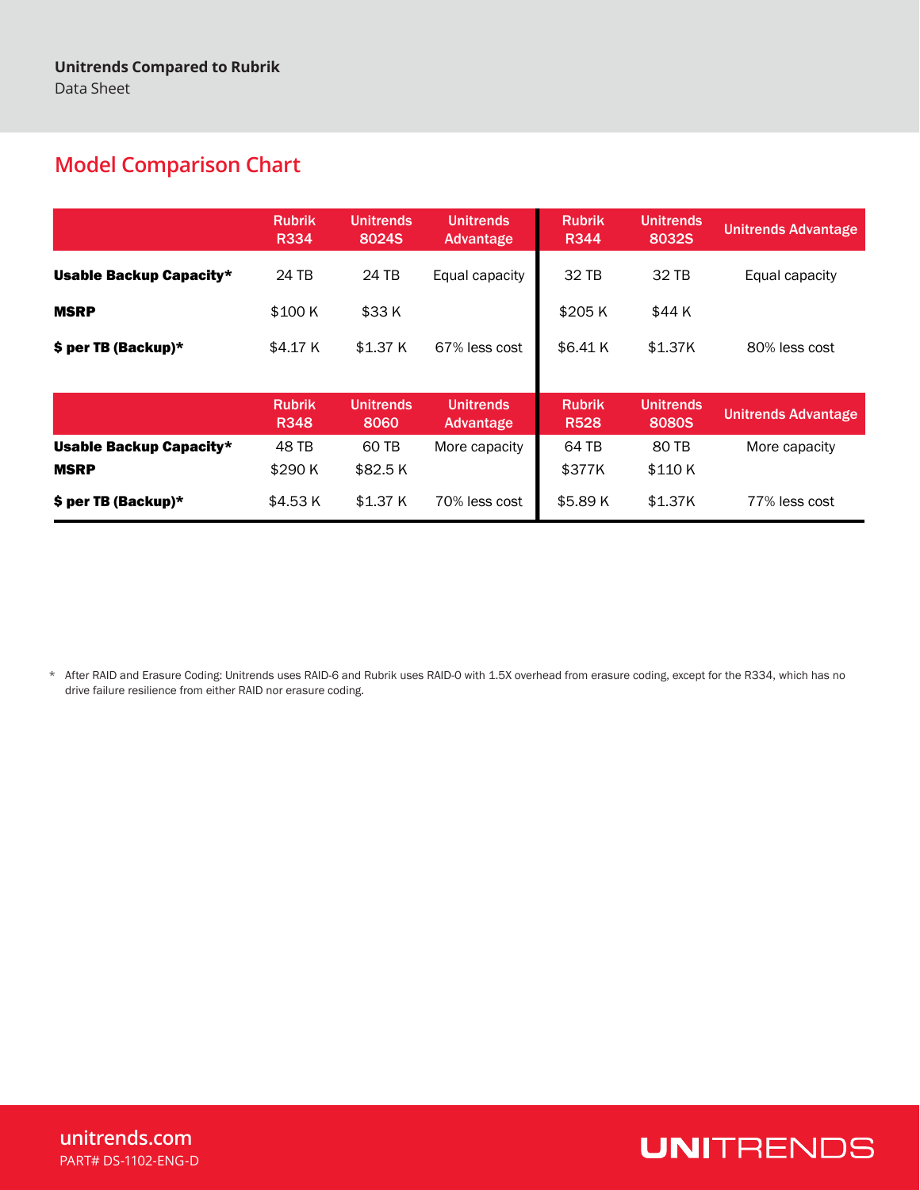Unitrends Compared to Rubrik
Data Sheet

## Model Comparison Chart

| | Rubrik R334 | Unitrends 8024S | Unitrends Advantage | Rubrik R344 | Unitrends 8032S | Unitrends Advantage |
|---|---|---|---|---|---|---|
| **Usable Backup Capacity*** | 24 TB | 24 TB | Equal capacity | 32 TB | 32 TB | Equal capacity |
| **MSRP** | $100 K | $33 K | | $205 K | $44 K | |
| **$ per TB (Backup)*** | $4.17 K | $1.37 K | 67% less cost | $6.41 K | $1.37K | 80% less cost |

| | Rubrik R348 | Unitrends 8060 | Unitrends Advantage | Rubrik R528 | Unitrends 8080S | Unitrends Advantage |
|---|---|---|---|---|---|---|
| **Usable Backup Capacity*** | 48 TB | 60 TB | More capacity | 64 TB | 80 TB | More capacity |
| **MSRP** | $290 K | $82.5 K | | $377K | $110 K | |
| **$ per TB (Backup)*** | $4.53 K | $1.37 K | 70% less cost | $5.89 K | $1.37K | 77% less cost |

\* After RAID and Erasure Coding: Unitrends uses RAID-6 and Rubrik uses RAID-0 with 1.5X overhead from erasure coding, except for the R334, which has no drive failure resilience from either RAID nor erasure coding.

unitrends.com
PART# DS-1102-ENG-D

UNITRENDS